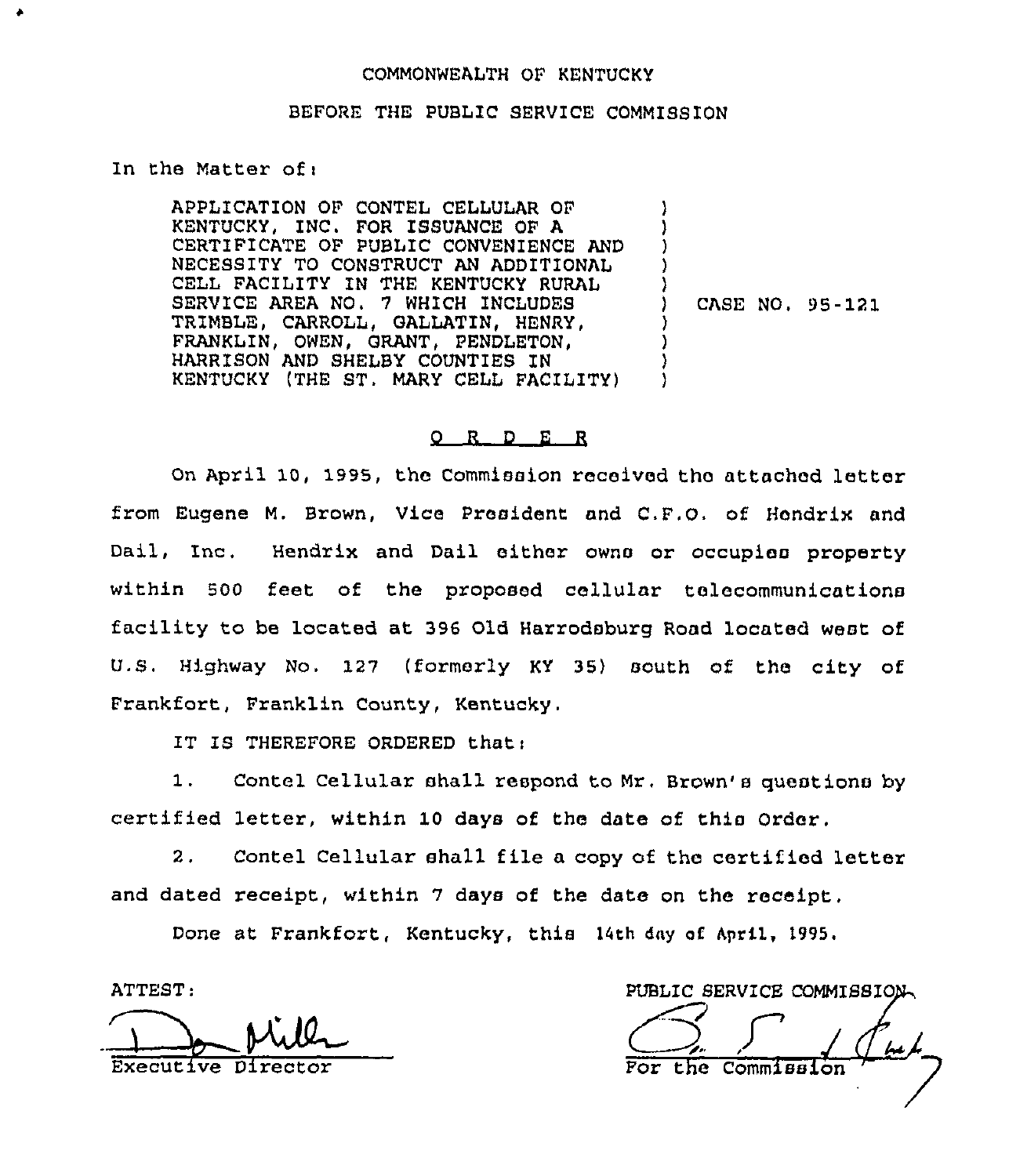COMMONWEALTH OF KENTUCKY

BEFORE THE PUBLIC SERVICE COMMISSION

In the Matter of:

APPLICATION OF CONTEL CELLULAR OF KENTUCKY, INC. FOR ISSUANCE OF A CERTIFICATE OF PUBLIC CONVENIENCE AND NECESSITY TO CONSTRUCT AN ADDITIONAL CELL FACILITY IN THE KENTUCKY RURAL SERVICE AREA NO. 7 WHICH INCLUDES TRIMBLE, CARROLL, GALLATIN, HENRY, FRANKLIN, OWEN, GRANT, PENDLETON, HARRISON AND SHELBY COUNTIES IN KENTUCKY (THE ST. MARY CELL FACILITY)

CASE NO. 95-121

O R D E R

On April 10, 1995, the Commission received the attached letter from Eugene M. Brown, Vice President and C.F.O. of Hendrix and Dail, Inc. Hendrix and Dail either owns or occupies property within 500 feet of the proposed cellular telecommunications facility to be located at 396 Old Harrodsburg Road located west of U.S. Highway No. 127 (formerly KY 35) south of the city of Frankfort, Franklin County, Kentucky.

IT IS THEREFORE ORDERED that:

1. Contel Cellular shall respond to Mr. Brown's questions by certified letter, within 10 days of the date of this Order.

2. Contel Cellular shall file a copy of the certified letter and dated receipt, within 7 days of the date on the receipt.

Done at Frankfort, Kentucky, this 14th day of April, 1995.

ATTEST:

Executive Director

PUBLIC SERVICE COMMISSION

For the Commission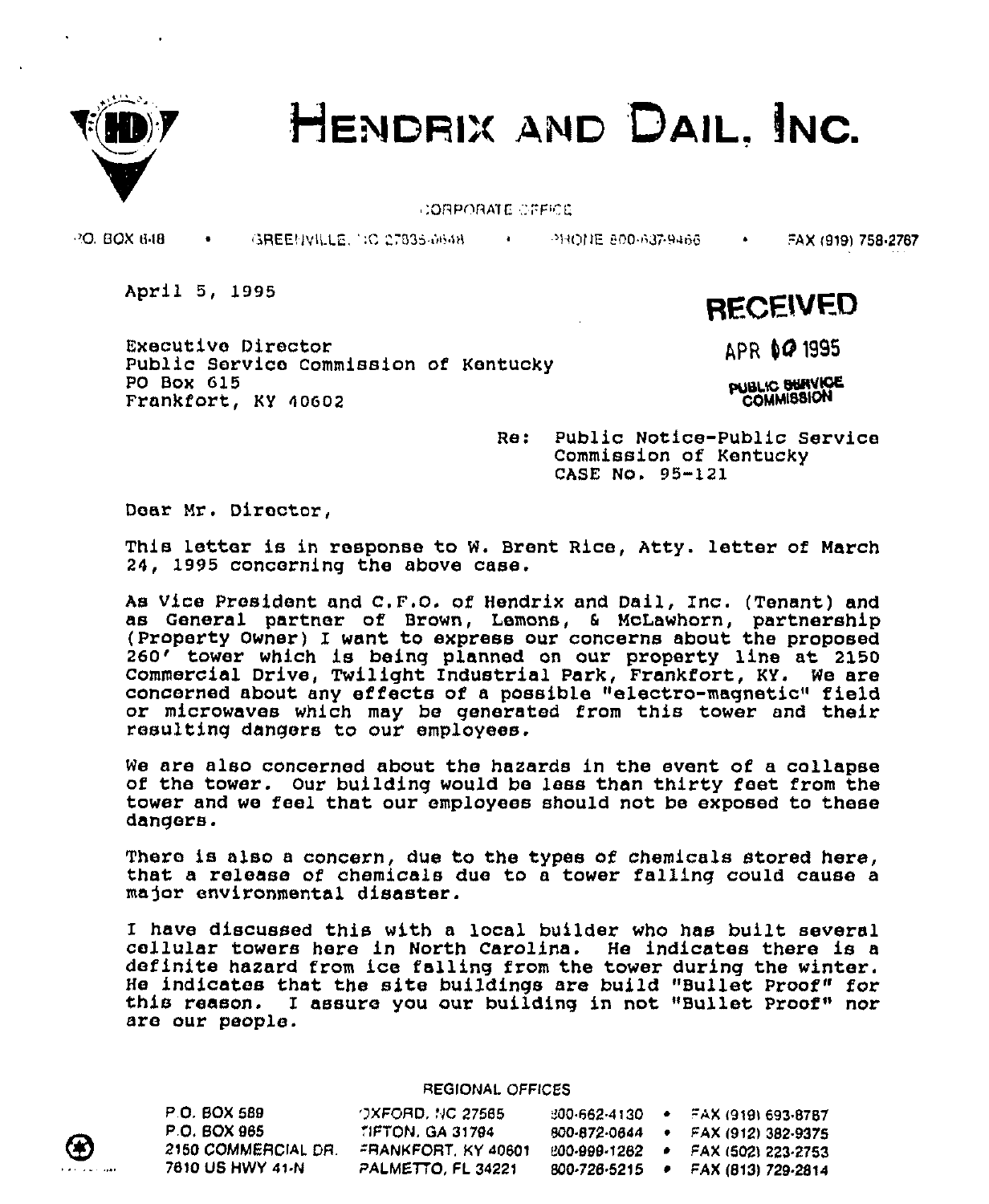# HENDRIX AND DAIL, INC.

CORPORATE OFFICE

P.O. BOX 648 • GREENVILLE, NC 27835-0648 • PHONE 800-637-9466 • FAX (919) 758-2767

April 5, 1995

**RECEIVED**

APR 10 1995

PUBLIC SERVICE COMMISSION

Executive Director
Public Service Commission of Kentucky
PO Box 615
Frankfort, KY 40602

Re: Public Notice-Public Service Commission of Kentucky
CASE No. 95-121

Dear Mr. Director,

This letter is in response to W. Brent Rice, Atty. letter of March 24, 1995 concerning the above case.

As Vice President and C.F.O. of Hendrix and Dail, Inc. (Tenant) and as General partner of Brown, Lemons, & McLawhorn, partnership (Property Owner) I want to express our concerns about the proposed 260' tower which is being planned on our property line at 2150 Commercial Drive, Twilight Industrial Park, Frankfort, KY. We are concerned about any effects of a possible "electro-magnetic" field or microwaves which may be generated from this tower and their resulting dangers to our employees.

We are also concerned about the hazards in the event of a collapse of the tower. Our building would be less than thirty feet from the tower and we feel that our employees should not be exposed to these dangers.

There is also a concern, due to the types of chemicals stored here, that a release of chemicals due to a tower falling could cause a major environmental disaster.

I have discussed this with a local builder who has built several cellular towers here in North Carolina. He indicates there is a definite hazard from ice falling from the tower during the winter. He indicates that the site buildings are build "Bullet Proof" for this reason. I assure you our building in not "Bullet Proof" nor are our people.

REGIONAL OFFICES

| | | | |
|---|---|---|---|
| P.O. BOX 589 | OXFORD, NC 27565 | 800-662-4130 | FAX (919) 693-8787 |
| P.O. BOX 965 | TIFTON, GA 31794 | 800-872-0844 | FAX (912) 382-9375 |
| 2150 COMMERCIAL DR. | FRANKFORT, KY 40601 | 800-999-1262 | FAX (502) 223-2753 |
| 7810 US HWY 41-N | PALMETTO, FL 34221 | 800-726-5215 | FAX (813) 729-2814 |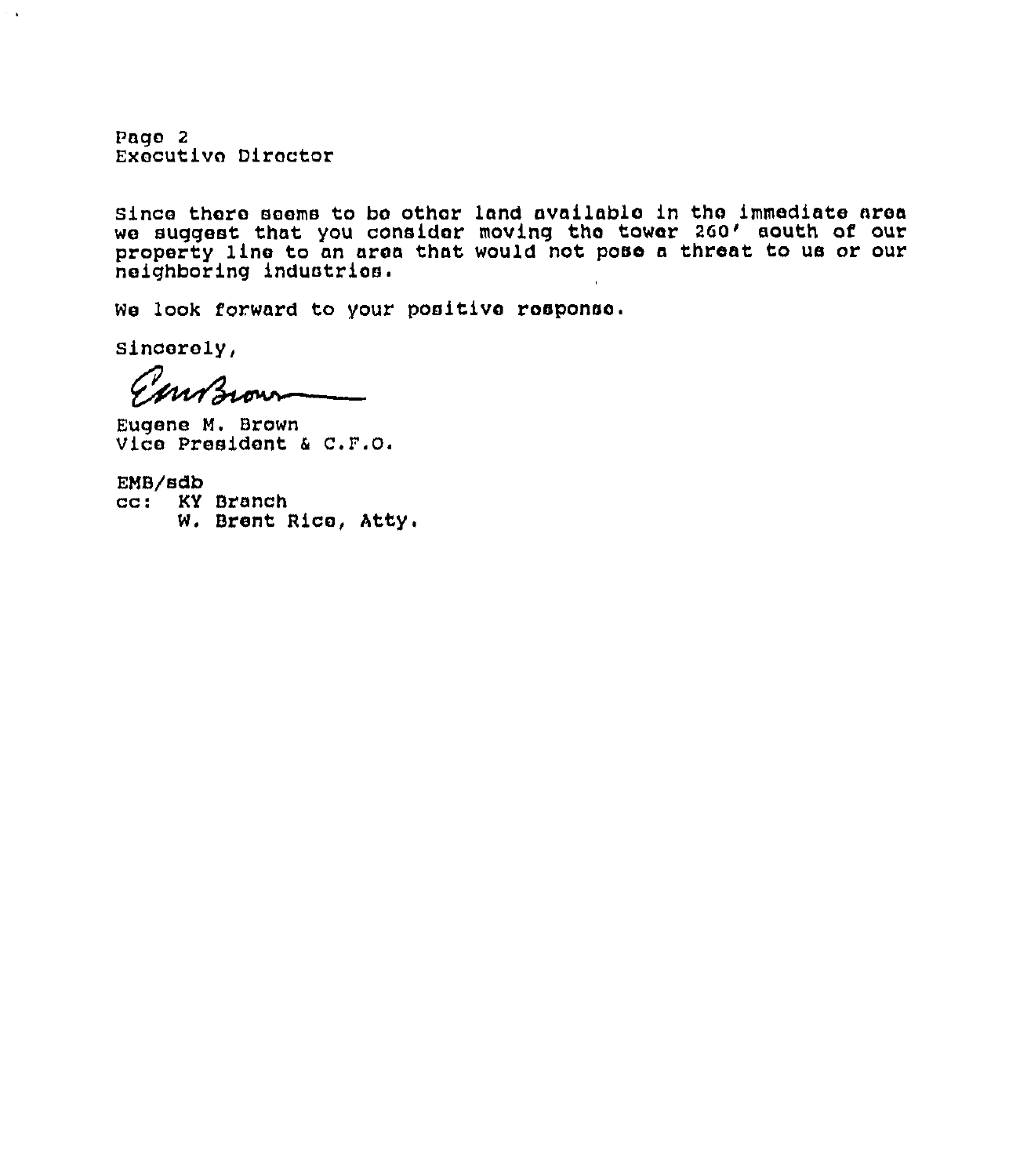Page 2
Executive Director

Since there seems to be other land available in the immediate area we suggest that you consider moving the tower 260' south of our property line to an area that would not pose a threat to us or our neighboring industries.

We look forward to your positive response.

Sincerely,

Eugene M. Brown
Vice President & C.F.O.

EMB/sdb
cc: KY Branch
W. Brent Rice, Atty.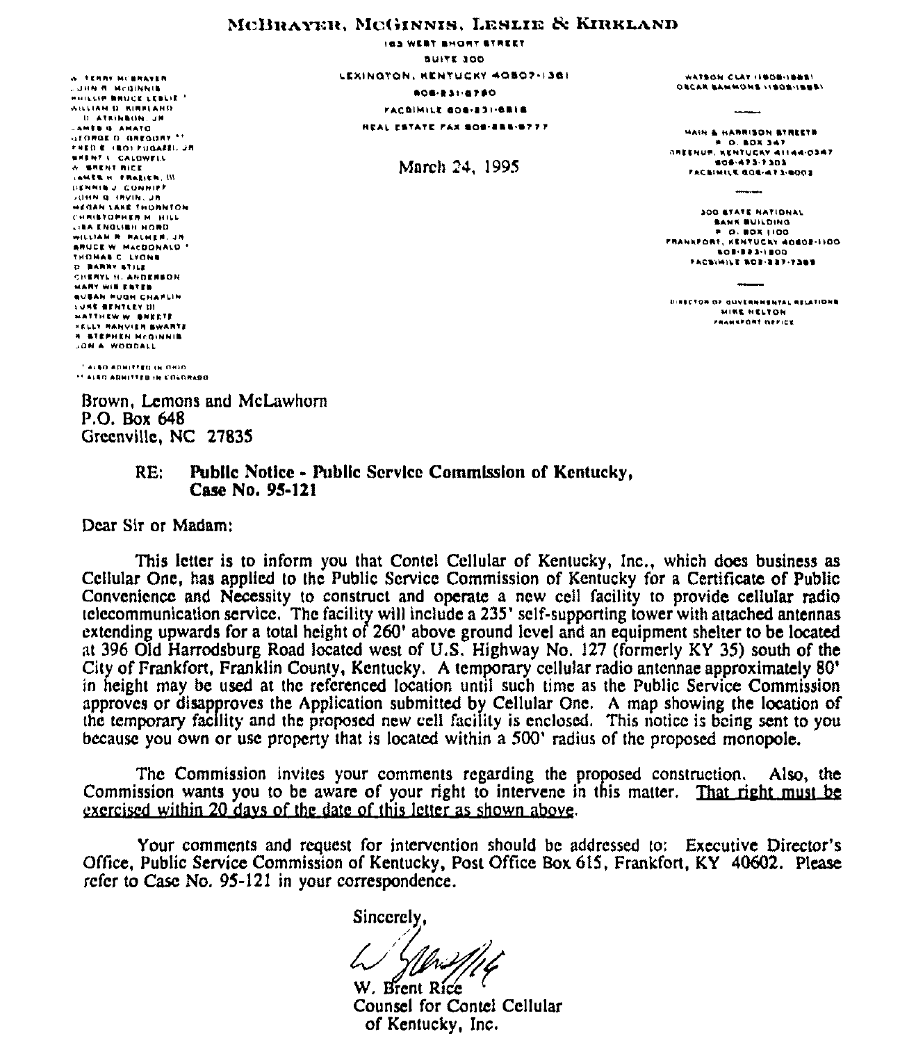# McBrayer, McGinnis, Leslie & Kirkland

163 West Short Street
Suite 300
Lexington, Kentucky 40507-1361
606-231-8780
Facsimile 606-231-6518
Real Estate Fax 606-255-9777

W. Terry McBrayer
John R. McGinnis
Phillip Bruce Leslie *
William D. Kirkland
D. Atkinson, Jr.
James G. Amato
George D. Gregory **
Fred E. (Bo) Fugazzi, Jr.
Brent L. Caldwell
W. Brent Rice
James H. Frazier, III
Dennis J. Conniff
John G. Irvin, Jr.
Megan Lake Thornton
Christopher M. Hill
Lisa English Hord
William R. Palmer, Jr.
Bruce W. MacDonald *
Thomas C. Lyons
D. Barry Stilz
Cheryl H. Anderson
Mary Wis Estes
Susan Pugh Chaplin
Luke Bentley III
Matthew W. Breetz
Kelly Hanvier Swartz
R. Stephen McGinnis
Jon A. Woodall

* Also admitted in Ohio
** Also admitted in Colorado

Watson Clay (1906-1985)
Oscar Sammons (1908-1985)

Main & Harrison Streets
P. O. Box 347
Greenup, Kentucky 41144-0347
606-473-7303
Facsimile 606-473-9003

300 State National Bank Building
P. O. Box 1100
Frankfort, Kentucky 40602-1100
502-223-1200
Facsimile 502-227-7385

Director of Governmental Relations
Mike Helton
Frankfort Office

March 24, 1995

Brown, Lemons and McLawhorn
P.O. Box 648
Greenville, NC 27835

RE: **Public Notice - Public Service Commission of Kentucky, Case No. 95-121**

Dear Sir or Madam:

This letter is to inform you that Contel Cellular of Kentucky, Inc., which does business as Cellular One, has applied to the Public Service Commission of Kentucky for a Certificate of Public Convenience and Necessity to construct and operate a new cell facility to provide cellular radio telecommunication service. The facility will include a 235' self-supporting tower with attached antennas extending upwards for a total height of 260' above ground level and an equipment shelter to be located at 396 Old Harrodsburg Road located west of U.S. Highway No. 127 (formerly KY 35) south of the City of Frankfort, Franklin County, Kentucky. A temporary cellular radio antennae approximately 80' in height may be used at the referenced location until such time as the Public Service Commission approves or disapproves the Application submitted by Cellular One. A map showing the location of the temporary facility and the proposed new cell facility is enclosed. This notice is being sent to you because you own or use property that is located within a 500' radius of the proposed monopole.

The Commission invites your comments regarding the proposed construction. Also, the Commission wants you to be aware of your right to intervene in this matter. That right must be exercised within 20 days of the date of this letter as shown above.

Your comments and request for intervention should be addressed to: Executive Director's Office, Public Service Commission of Kentucky, Post Office Box 615, Frankfort, KY 40602. Please refer to Case No. 95-121 in your correspondence.

Sincerely,

W. Brent Rice
Counsel for Contel Cellular of Kentucky, Inc.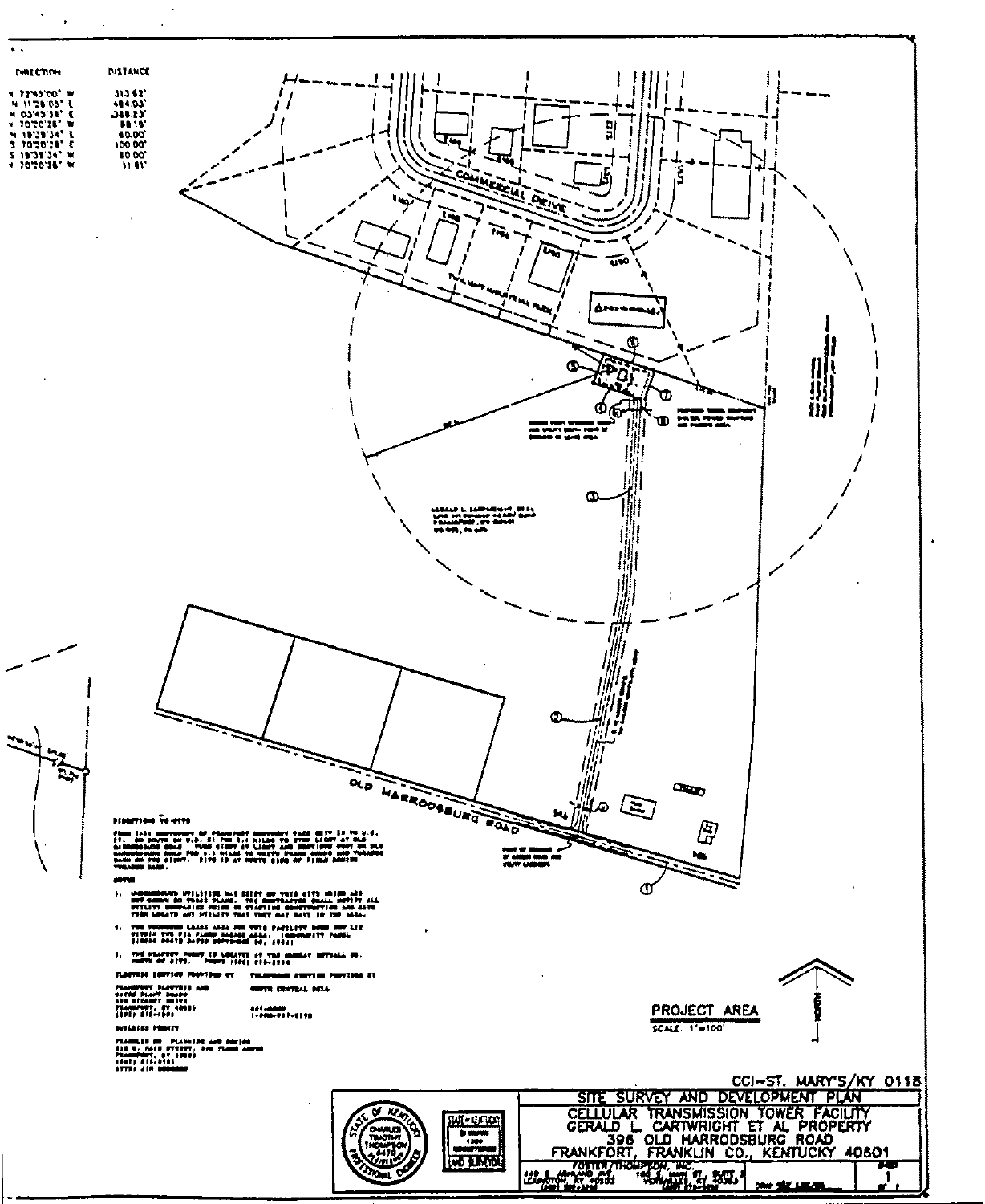| DIRECTION | DISTANCE |
|---|---|
| N 72°45'00" W | 313.62' |
| N 11°26'03" E | 464.03' |
| N 03°45'36" E | 368.83' |
| N 70°20'26" W | 88.18' |
| N 19°39'34" E | 60.00' |
| S 70°20'26" E | 100.00' |
| S 19°39'34" W | 60.00' |
| N 70°20'26" W | 11.81' |

COMMERCIAL DRIVE

OLD HARRODSBURG ROAD

PROJECT AREA

SCALE: 1"=100'

NORTH

CCI-ST. MARY'S/KY 0118

SITE SURVEY AND DEVELOPMENT PLAN

CELLULAR TRANSMISSION TOWER FACILITY
GERALD L. CARTWRIGHT ET AL PROPERTY
396 OLD HARRODSBURG ROAD
FRANKFORT, FRANKLIN CO., KENTUCKY 40601

FOSTER/THOMPSON, INC.

STATE OF KENTUCKY
CHARLES TIMOTHY THOMPSON
PROFESSIONAL ENGINEER

STATE OF KENTUCKY
LAND SURVEYOR

SHEET 1 OF 1